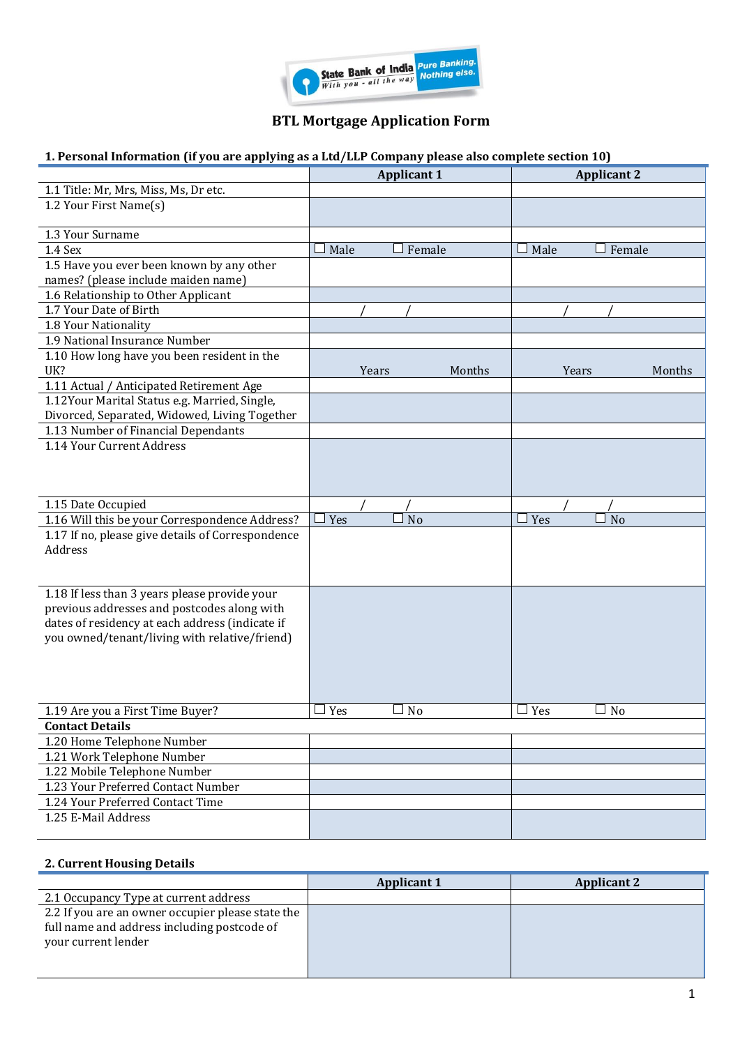# BTL Mortgage Application Form

## 1. Personal Information (if you are applying as a Ltd/LLP Company please also complete section 10)

| | Applicant 1 | Applicant 2 |
|---|---|---|
| 1.1 Title: Mr, Mrs, Miss, Ms, Dr etc. | | |
| 1.2 Your First Name(s) | | |
| 1.3 Your Surname | | |
| 1.4 Sex | ☐ Male ☐ Female | ☐ Male ☐ Female |
| 1.5 Have you ever been known by any other names? (please include maiden name) | | |
| 1.6 Relationship to Other Applicant | | |
| 1.7 Your Date of Birth | / / | / / |
| 1.8 Your Nationality | | |
| 1.9 National Insurance Number | | |
| 1.10 How long have you been resident in the UK? | Years Months | Years Months |
| 1.11 Actual / Anticipated Retirement Age | | |
| 1.12Your Marital Status e.g. Married, Single, Divorced, Separated, Widowed, Living Together | | |
| 1.13 Number of Financial Dependants | | |
| 1.14 Your Current Address | | |
| 1.15 Date Occupied | / / | / / |
| 1.16 Will this be your Correspondence Address? | ☐ Yes ☐ No | ☐ Yes ☐ No |
| 1.17 If no, please give details of Correspondence Address | | |
| 1.18 If less than 3 years please provide your previous addresses and postcodes along with dates of residency at each address (indicate if you owned/tenant/living with relative/friend) | | |
| 1.19 Are you a First Time Buyer? | ☐ Yes ☐ No | ☐ Yes ☐ No |
| **Contact Details** | | |
| 1.20 Home Telephone Number | | |
| 1.21 Work Telephone Number | | |
| 1.22 Mobile Telephone Number | | |
| 1.23 Your Preferred Contact Number | | |
| 1.24 Your Preferred Contact Time | | |
| 1.25 E-Mail Address | | |

## 2. Current Housing Details

| | Applicant 1 | Applicant 2 |
|---|---|---|
| 2.1 Occupancy Type at current address | | |
| 2.2 If you are an owner occupier please state the full name and address including postcode of your current lender | | |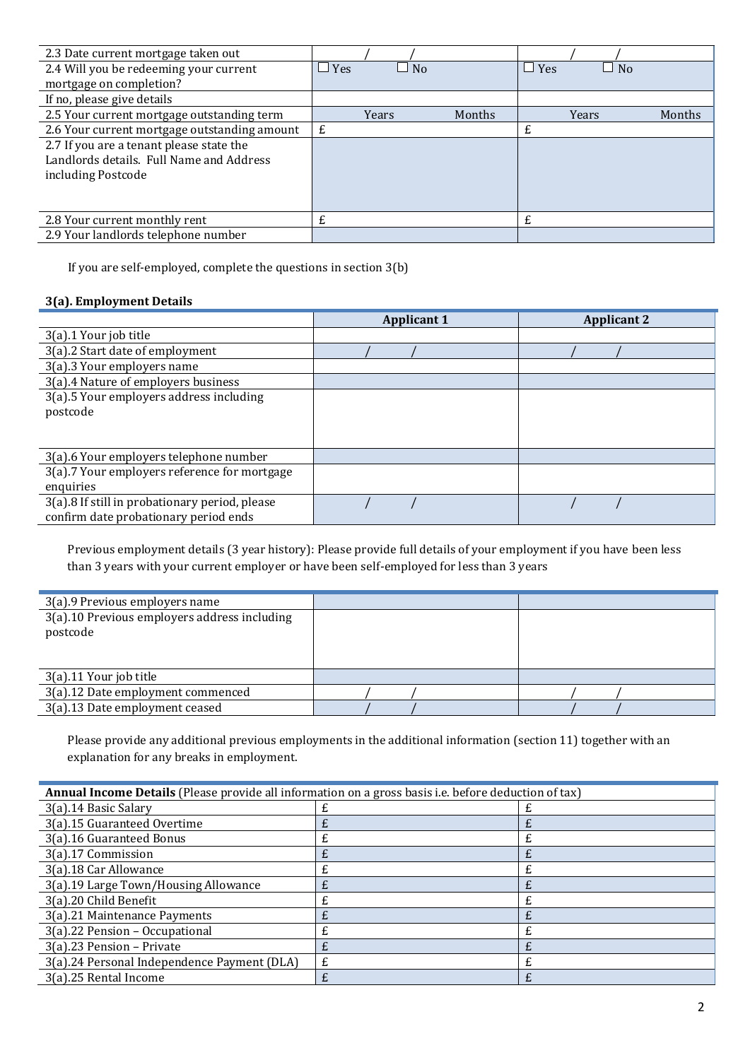| | | |
|---|---|---|
| 2.3 Date current mortgage taken out | / / | / / |
| 2.4 Will you be redeeming your current mortgage on completion? | ☐ Yes ☐ No | ☐ Yes ☐ No |
| If no, please give details | | |
| 2.5 Your current mortgage outstanding term | Years Months | Years Months |
| 2.6 Your current mortgage outstanding amount | £ | £ |
| 2.7 If you are a tenant please state the Landlords details. Full Name and Address including Postcode | | |
| 2.8 Your current monthly rent | £ | £ |
| 2.9 Your landlords telephone number | | |

If you are self-employed, complete the questions in section 3(b)

### 3(a). Employment Details

| | Applicant 1 | Applicant 2 |
|---|---|---|
| 3(a).1 Your job title | | |
| 3(a).2 Start date of employment | / / | / / |
| 3(a).3 Your employers name | | |
| 3(a).4 Nature of employers business | | |
| 3(a).5 Your employers address including postcode | | |
| 3(a).6 Your employers telephone number | | |
| 3(a).7 Your employers reference for mortgage enquiries | | |
| 3(a).8 If still in probationary period, please confirm date probationary period ends | / / | / / |

Previous employment details (3 year history): Please provide full details of your employment if you have been less than 3 years with your current employer or have been self-employed for less than 3 years

| | | |
|---|---|---|
| 3(a).9 Previous employers name | | |
| 3(a).10 Previous employers address including postcode | | |
| 3(a).11 Your job title | | |
| 3(a).12 Date employment commenced | / / | / / |
| 3(a).13 Date employment ceased | / / | / / |

Please provide any additional previous employments in the additional information (section 11) together with an explanation for any breaks in employment.

| **Annual Income Details** (Please provide all information on a gross basis i.e. before deduction of tax) | | |
|---|---|---|
| 3(a).14 Basic Salary | £ | £ |
| 3(a).15 Guaranteed Overtime | £ | £ |
| 3(a).16 Guaranteed Bonus | £ | £ |
| 3(a).17 Commission | £ | £ |
| 3(a).18 Car Allowance | £ | £ |
| 3(a).19 Large Town/Housing Allowance | £ | £ |
| 3(a).20 Child Benefit | £ | £ |
| 3(a).21 Maintenance Payments | £ | £ |
| 3(a).22 Pension – Occupational | £ | £ |
| 3(a).23 Pension – Private | £ | £ |
| 3(a).24 Personal Independence Payment (DLA) | £ | £ |
| 3(a).25 Rental Income | £ | £ |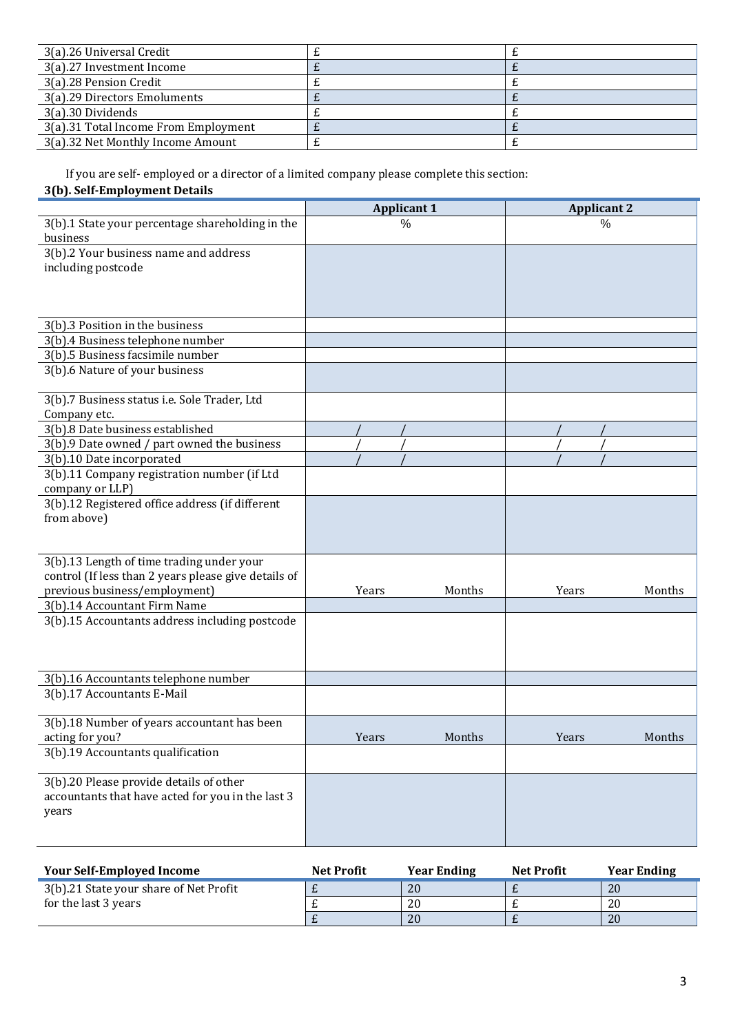| | | |
|---|---|---|
| 3(a).26 Universal Credit | £ | £ |
| 3(a).27 Investment Income | £ | £ |
| 3(a).28 Pension Credit | £ | £ |
| 3(a).29 Directors Emoluments | £ | £ |
| 3(a).30 Dividends | £ | £ |
| 3(a).31 Total Income From Employment | £ | £ |
| 3(a).32 Net Monthly Income Amount | £ | £ |

If you are self- employed or a director of a limited company please complete this section:

**3(b). Self-Employment Details**

| | Applicant 1 | Applicant 2 |
|---|---|---|
| 3(b).1 State your percentage shareholding in the business | % | % |
| 3(b).2 Your business name and address including postcode | | |
| 3(b).3 Position in the business | | |
| 3(b).4 Business telephone number | | |
| 3(b).5 Business facsimile number | | |
| 3(b).6 Nature of your business | | |
| 3(b).7 Business status i.e. Sole Trader, Ltd Company etc. | | |
| 3(b).8 Date business established | / / | / / |
| 3(b).9 Date owned / part owned the business | / / | / / |
| 3(b).10 Date incorporated | / / | / / |
| 3(b).11 Company registration number (if Ltd company or LLP) | | |
| 3(b).12 Registered office address (if different from above) | | |
| 3(b).13 Length of time trading under your control (If less than 2 years please give details of previous business/employment) | Years Months | Years Months |
| 3(b).14 Accountant Firm Name | | |
| 3(b).15 Accountants address including postcode | | |
| 3(b).16 Accountants telephone number | | |
| 3(b).17 Accountants E-Mail | | |
| 3(b).18 Number of years accountant has been acting for you? | Years Months | Years Months |
| 3(b).19 Accountants qualification | | |
| 3(b).20 Please provide details of other accountants that have acted for you in the last 3 years | | |

| Your Self-Employed Income | Net Profit | Year Ending | Net Profit | Year Ending |
|---|---|---|---|---|
| 3(b).21 State your share of Net Profit for the last 3 years | £ | 20 | £ | 20 |
| | £ | 20 | £ | 20 |
| | £ | 20 | £ | 20 |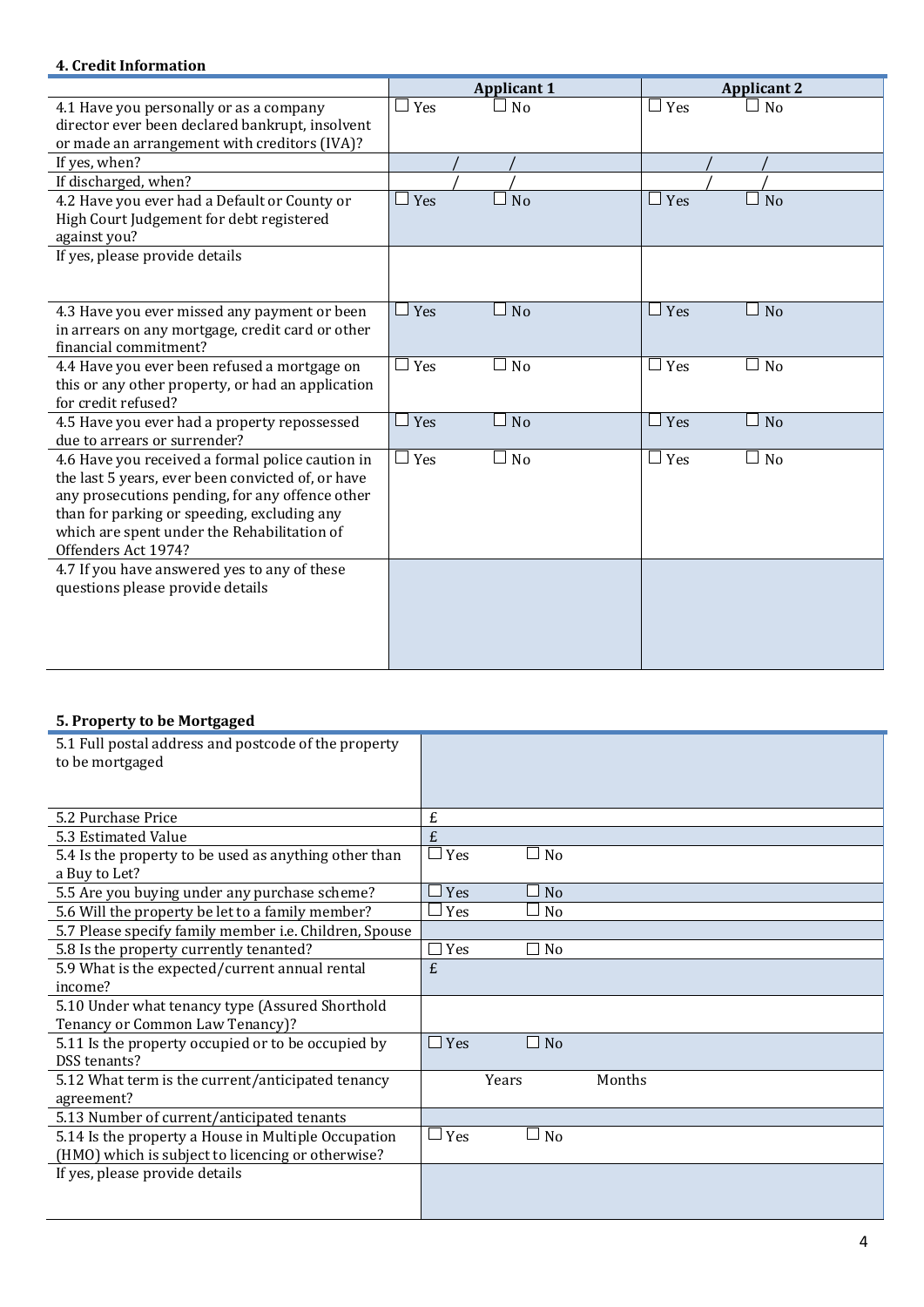### 4. Credit Information

| | Applicant 1 | Applicant 2 |
|---|---|---|
| 4.1 Have you personally or as a company director ever been declared bankrupt, insolvent or made an arrangement with creditors (IVA)? | ☐ Yes ☐ No | ☐ Yes ☐ No |
| If yes, when? | / / | / / |
| If discharged, when? | / / | / / |
| 4.2 Have you ever had a Default or County or High Court Judgement for debt registered against you? | ☐ Yes ☐ No | ☐ Yes ☐ No |
| If yes, please provide details | | |
| 4.3 Have you ever missed any payment or been in arrears on any mortgage, credit card or other financial commitment? | ☐ Yes ☐ No | ☐ Yes ☐ No |
| 4.4 Have you ever been refused a mortgage on this or any other property, or had an application for credit refused? | ☐ Yes ☐ No | ☐ Yes ☐ No |
| 4.5 Have you ever had a property repossessed due to arrears or surrender? | ☐ Yes ☐ No | ☐ Yes ☐ No |
| 4.6 Have you received a formal police caution in the last 5 years, ever been convicted of, or have any prosecutions pending, for any offence other than for parking or speeding, excluding any which are spent under the Rehabilitation of Offenders Act 1974? | ☐ Yes ☐ No | ☐ Yes ☐ No |
| 4.7 If you have answered yes to any of these questions please provide details | | |

### 5. Property to be Mortgaged

| | |
|---|---|
| 5.1 Full postal address and postcode of the property to be mortgaged | |
| 5.2 Purchase Price | £ |
| 5.3 Estimated Value | £ |
| 5.4 Is the property to be used as anything other than a Buy to Let? | ☐ Yes ☐ No |
| 5.5 Are you buying under any purchase scheme? | ☐ Yes ☐ No |
| 5.6 Will the property be let to a family member? | ☐ Yes ☐ No |
| 5.7 Please specify family member i.e. Children, Spouse | |
| 5.8 Is the property currently tenanted? | ☐ Yes ☐ No |
| 5.9 What is the expected/current annual rental income? | £ |
| 5.10 Under what tenancy type (Assured Shorthold Tenancy or Common Law Tenancy)? | |
| 5.11 Is the property occupied or to be occupied by DSS tenants? | ☐ Yes ☐ No |
| 5.12 What term is the current/anticipated tenancy agreement? | Years Months |
| 5.13 Number of current/anticipated tenants | |
| 5.14 Is the property a House in Multiple Occupation (HMO) which is subject to licencing or otherwise? | ☐ Yes ☐ No |
| If yes, please provide details | |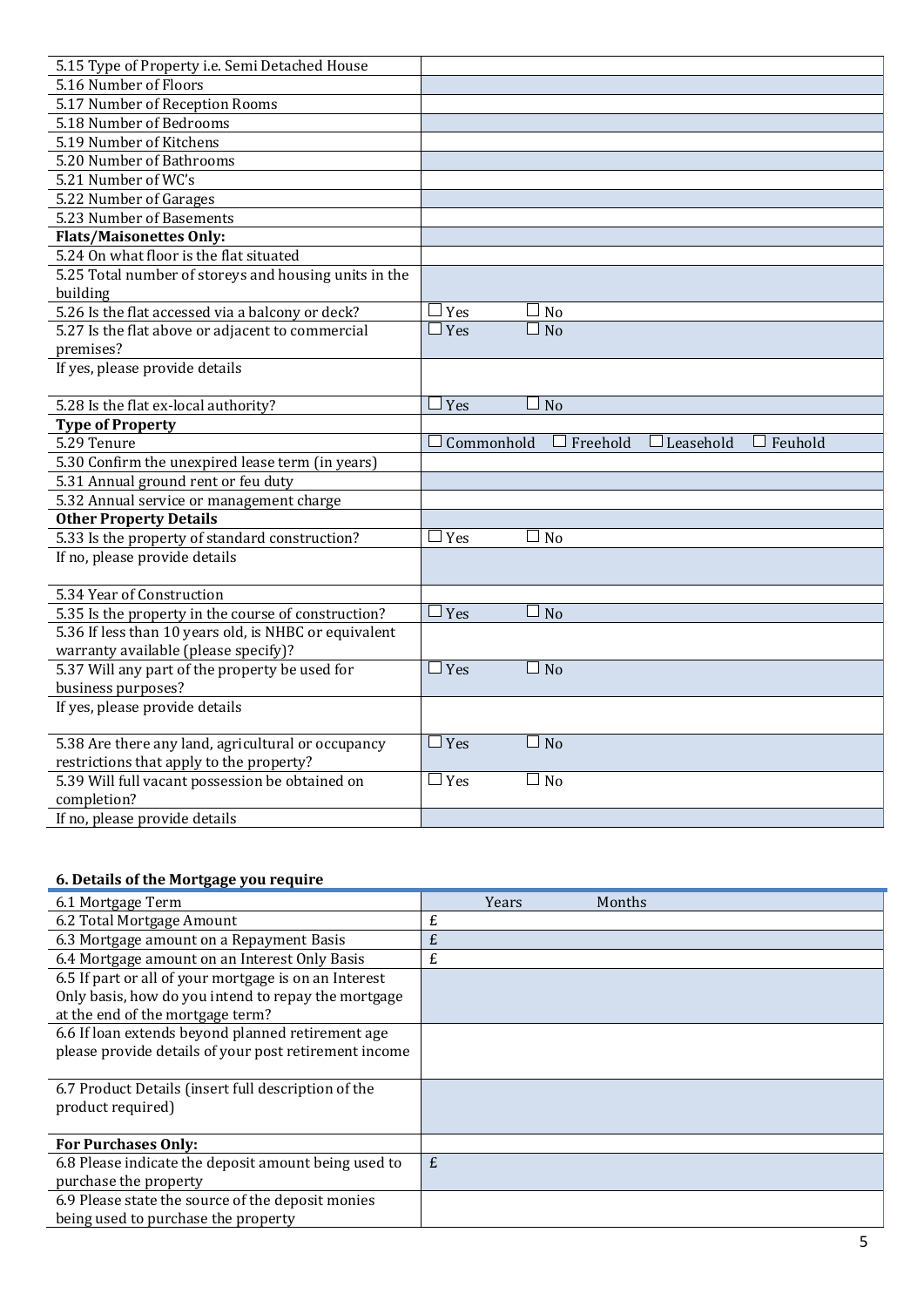| | |
|---|---|
| 5.15 Type of Property i.e. Semi Detached House | |
| 5.16 Number of Floors | |
| 5.17 Number of Reception Rooms | |
| 5.18 Number of Bedrooms | |
| 5.19 Number of Kitchens | |
| 5.20 Number of Bathrooms | |
| 5.21 Number of WC's | |
| 5.22 Number of Garages | |
| 5.23 Number of Basements | |
| **Flats/Maisonettes Only:** | |
| 5.24 On what floor is the flat situated | |
| 5.25 Total number of storeys and housing units in the building | |
| 5.26 Is the flat accessed via a balcony or deck? | ☐ Yes ☐ No |
| 5.27 Is the flat above or adjacent to commercial premises? | ☐ Yes ☐ No |
| If yes, please provide details | |
| 5.28 Is the flat ex-local authority? | ☐ Yes ☐ No |
| **Type of Property** | |
| 5.29 Tenure | ☐ Commonhold ☐ Freehold ☐ Leasehold ☐ Feuhold |
| 5.30 Confirm the unexpired lease term (in years) | |
| 5.31 Annual ground rent or feu duty | |
| 5.32 Annual service or management charge | |
| **Other Property Details** | |
| 5.33 Is the property of standard construction? | ☐ Yes ☐ No |
| If no, please provide details | |
| 5.34 Year of Construction | |
| 5.35 Is the property in the course of construction? | ☐ Yes ☐ No |
| 5.36 If less than 10 years old, is NHBC or equivalent warranty available (please specify)? | |
| 5.37 Will any part of the property be used for business purposes? | ☐ Yes ☐ No |
| If yes, please provide details | |
| 5.38 Are there any land, agricultural or occupancy restrictions that apply to the property? | ☐ Yes ☐ No |
| 5.39 Will full vacant possession be obtained on completion? | ☐ Yes ☐ No |
| If no, please provide details | |

## 6. Details of the Mortgage you require

| | |
|---|---|
| 6.1 Mortgage Term | Years Months |
| 6.2 Total Mortgage Amount | £ |
| 6.3 Mortgage amount on a Repayment Basis | £ |
| 6.4 Mortgage amount on an Interest Only Basis | £ |
| 6.5 If part or all of your mortgage is on an Interest Only basis, how do you intend to repay the mortgage at the end of the mortgage term? | |
| 6.6 If loan extends beyond planned retirement age please provide details of your post retirement income | |
| 6.7 Product Details (insert full description of the product required) | |
| **For Purchases Only:** | |
| 6.8 Please indicate the deposit amount being used to purchase the property | £ |
| 6.9 Please state the source of the deposit monies being used to purchase the property | |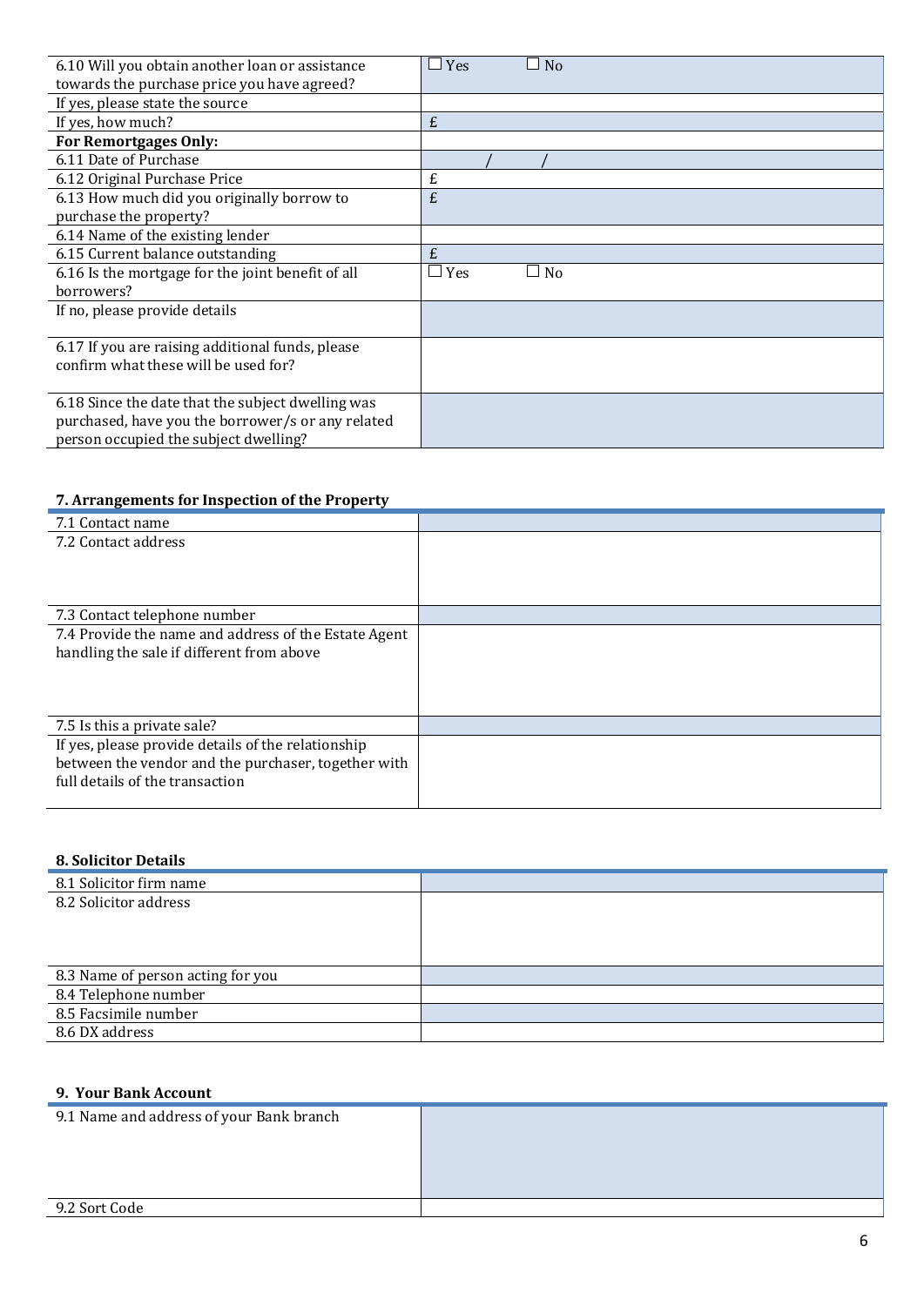| | |
|---|---|
| 6.10 Will you obtain another loan or assistance towards the purchase price you have agreed? | ☐ Yes ☐ No |
| If yes, please state the source | |
| If yes, how much? | £ |
| **For Remortgages Only:** | |
| 6.11 Date of Purchase | / / |
| 6.12 Original Purchase Price | £ |
| 6.13 How much did you originally borrow to purchase the property? | £ |
| 6.14 Name of the existing lender | |
| 6.15 Current balance outstanding | £ |
| 6.16 Is the mortgage for the joint benefit of all borrowers? | ☐ Yes ☐ No |
| If no, please provide details | |
| 6.17 If you are raising additional funds, please confirm what these will be used for? | |
| 6.18 Since the date that the subject dwelling was purchased, have you the borrower/s or any related person occupied the subject dwelling? | |

### 7. Arrangements for Inspection of the Property

| | |
|---|---|
| 7.1 Contact name | |
| 7.2 Contact address | |
| 7.3 Contact telephone number | |
| 7.4 Provide the name and address of the Estate Agent handling the sale if different from above | |
| 7.5 Is this a private sale? | |
| If yes, please provide details of the relationship between the vendor and the purchaser, together with full details of the transaction | |

### 8. Solicitor Details

| | |
|---|---|
| 8.1 Solicitor firm name | |
| 8.2 Solicitor address | |
| 8.3 Name of person acting for you | |
| 8.4 Telephone number | |
| 8.5 Facsimile number | |
| 8.6 DX address | |

### 9. Your Bank Account

| | |
|---|---|
| 9.1 Name and address of your Bank branch | |
| 9.2 Sort Code | |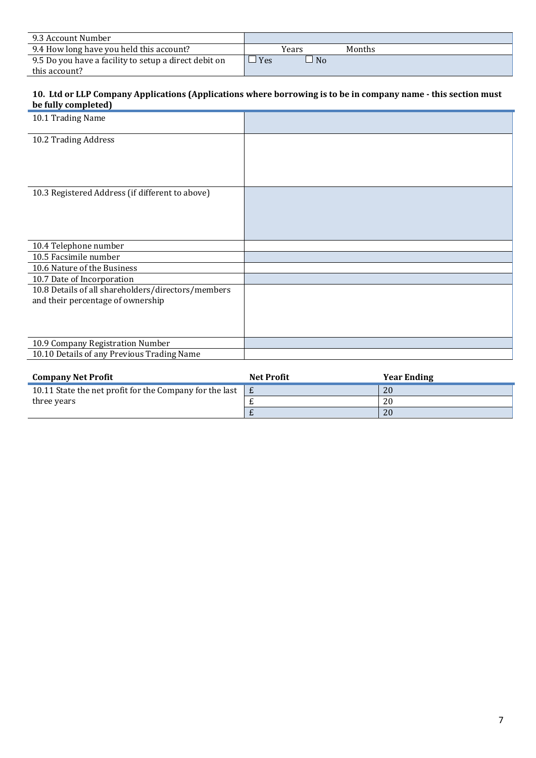| | |
|---|---|
| 9.3 Account Number | |
| 9.4 How long have you held this account? | Years Months |
| 9.5 Do you have a facility to setup a direct debit on this account? | ☐ Yes ☐ No |

### 10. Ltd or LLP Company Applications (Applications where borrowing is to be in company name - this section must be fully completed)

| | |
|---|---|
| 10.1 Trading Name | |
| 10.2 Trading Address | |
| 10.3 Registered Address (if different to above) | |
| 10.4 Telephone number | |
| 10.5 Facsimile number | |
| 10.6 Nature of the Business | |
| 10.7 Date of Incorporation | |
| 10.8 Details of all shareholders/directors/members and their percentage of ownership | |
| 10.9 Company Registration Number | |
| 10.10 Details of any Previous Trading Name | |

| Company Net Profit | Net Profit | Year Ending |
|---|---|---|
| 10.11 State the net profit for the Company for the last three years | £ | 20 |
| | £ | 20 |
| | £ | 20 |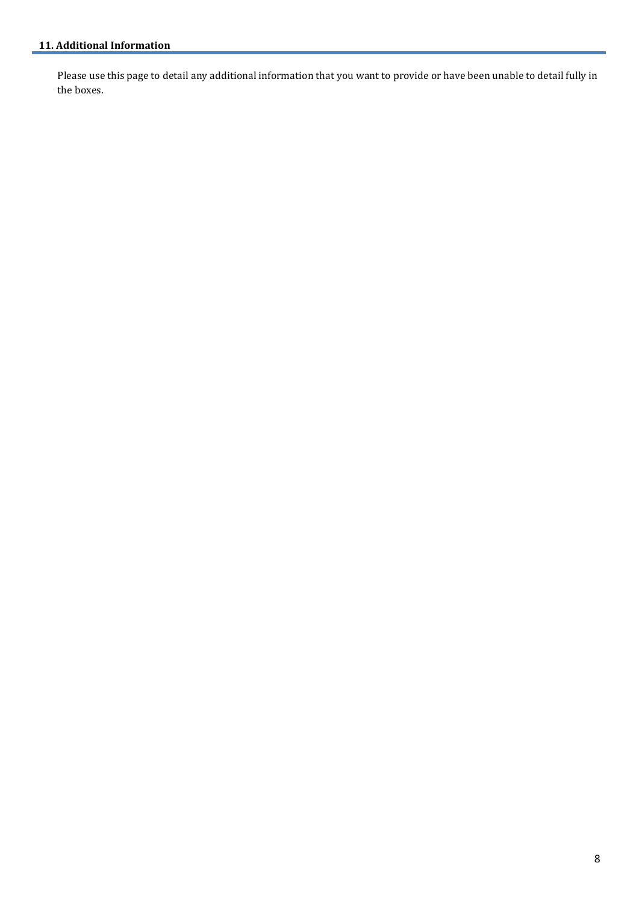## 11. Additional Information

Please use this page to detail any additional information that you want to provide or have been unable to detail fully in the boxes.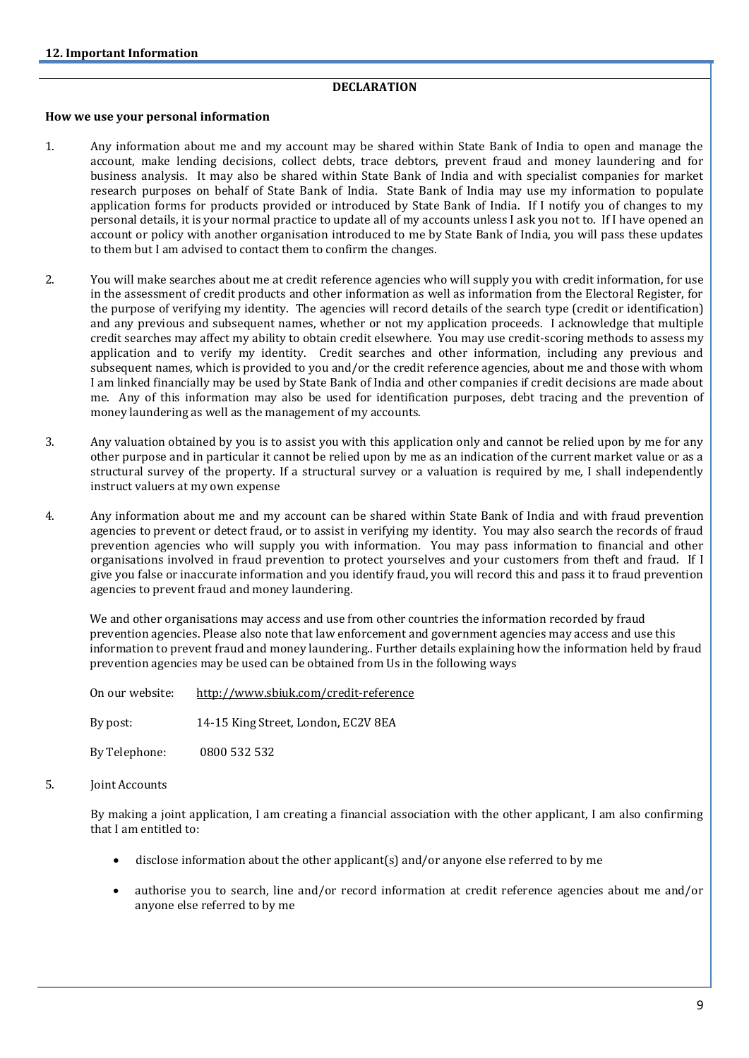## 12. Important Information

### DECLARATION

**How we use your personal information**

1. Any information about me and my account may be shared within State Bank of India to open and manage the account, make lending decisions, collect debts, trace debtors, prevent fraud and money laundering and for business analysis. It may also be shared within State Bank of India and with specialist companies for market research purposes on behalf of State Bank of India. State Bank of India may use my information to populate application forms for products provided or introduced by State Bank of India. If I notify you of changes to my personal details, it is your normal practice to update all of my accounts unless I ask you not to. If I have opened an account or policy with another organisation introduced to me by State Bank of India, you will pass these updates to them but I am advised to contact them to confirm the changes.

2. You will make searches about me at credit reference agencies who will supply you with credit information, for use in the assessment of credit products and other information as well as information from the Electoral Register, for the purpose of verifying my identity. The agencies will record details of the search type (credit or identification) and any previous and subsequent names, whether or not my application proceeds. I acknowledge that multiple credit searches may affect my ability to obtain credit elsewhere. You may use credit-scoring methods to assess my application and to verify my identity. Credit searches and other information, including any previous and subsequent names, which is provided to you and/or the credit reference agencies, about me and those with whom I am linked financially may be used by State Bank of India and other companies if credit decisions are made about me. Any of this information may also be used for identification purposes, debt tracing and the prevention of money laundering as well as the management of my accounts.

3. Any valuation obtained by you is to assist you with this application only and cannot be relied upon by me for any other purpose and in particular it cannot be relied upon by me as an indication of the current market value or as a structural survey of the property. If a structural survey or a valuation is required by me, I shall independently instruct valuers at my own expense

4. Any information about me and my account can be shared within State Bank of India and with fraud prevention agencies to prevent or detect fraud, or to assist in verifying my identity. You may also search the records of fraud prevention agencies who will supply you with information. You may pass information to financial and other organisations involved in fraud prevention to protect yourselves and your customers from theft and fraud. If I give you false or inaccurate information and you identify fraud, you will record this and pass it to fraud prevention agencies to prevent fraud and money laundering.

   We and other organisations may access and use from other countries the information recorded by fraud prevention agencies. Please also note that law enforcement and government agencies may access and use this information to prevent fraud and money laundering.. Further details explaining how the information held by fraud prevention agencies may be used can be obtained from Us in the following ways

   On our website: http://www.sbiuk.com/credit-reference

   By post: 14-15 King Street, London, EC2V 8EA

   By Telephone: 0800 532 532

5. Joint Accounts

   By making a joint application, I am creating a financial association with the other applicant, I am also confirming that I am entitled to:

   - disclose information about the other applicant(s) and/or anyone else referred to by me
   - authorise you to search, line and/or record information at credit reference agencies about me and/or anyone else referred to by me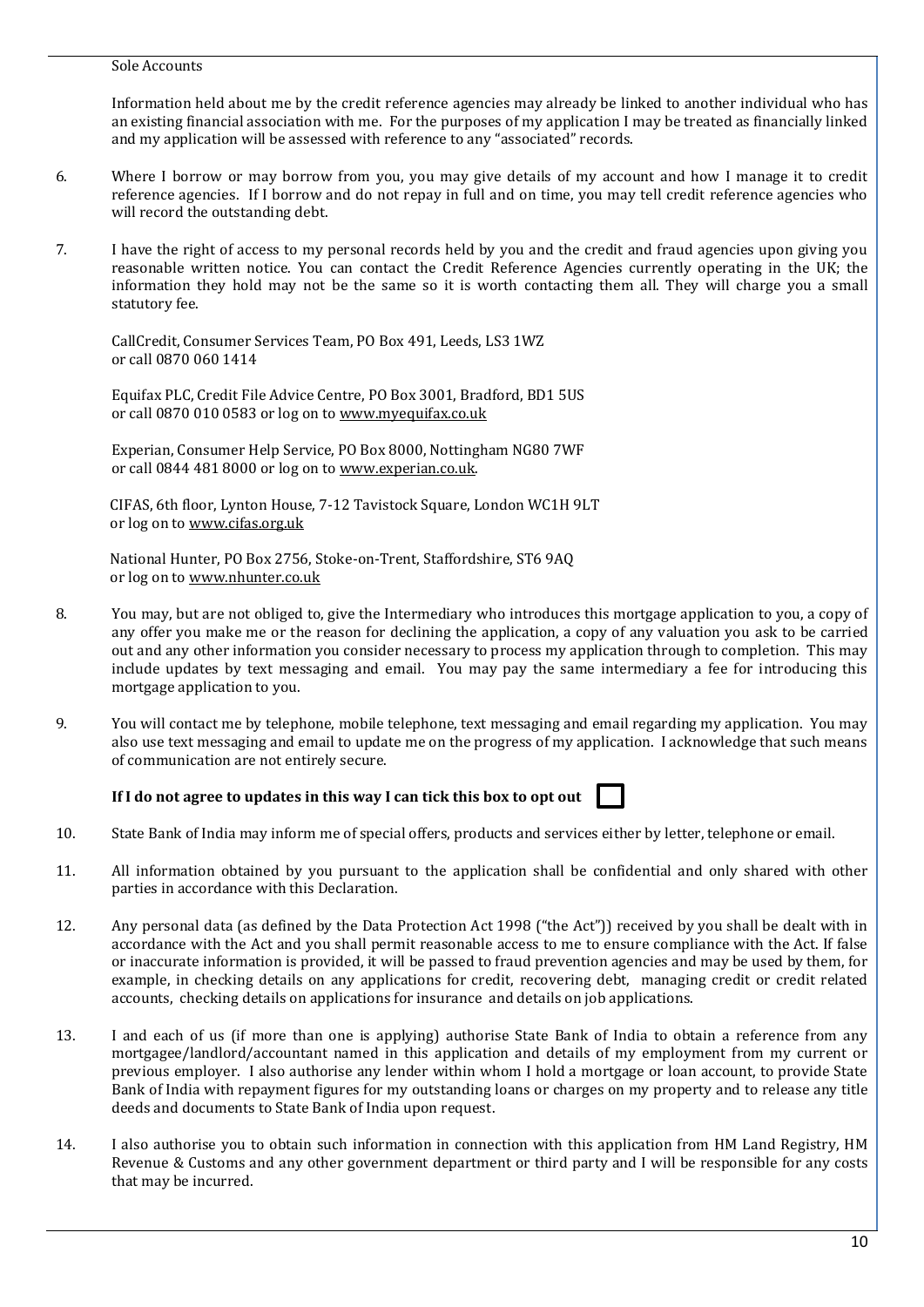Sole Accounts

Information held about me by the credit reference agencies may already be linked to another individual who has an existing financial association with me. For the purposes of my application I may be treated as financially linked and my application will be assessed with reference to any "associated" records.

6. Where I borrow or may borrow from you, you may give details of my account and how I manage it to credit reference agencies. If I borrow and do not repay in full and on time, you may tell credit reference agencies who will record the outstanding debt.

7. I have the right of access to my personal records held by you and the credit and fraud agencies upon giving you reasonable written notice. You can contact the Credit Reference Agencies currently operating in the UK; the information they hold may not be the same so it is worth contacting them all. They will charge you a small statutory fee.

   CallCredit, Consumer Services Team, PO Box 491, Leeds, LS3 1WZ
   or call 0870 060 1414

   Equifax PLC, Credit File Advice Centre, PO Box 3001, Bradford, BD1 5US
   or call 0870 010 0583 or log on to www.myequifax.co.uk

   Experian, Consumer Help Service, PO Box 8000, Nottingham NG80 7WF
   or call 0844 481 8000 or log on to www.experian.co.uk.

   CIFAS, 6th floor, Lynton House, 7-12 Tavistock Square, London WC1H 9LT
   or log on to www.cifas.org.uk

   National Hunter, PO Box 2756, Stoke-on-Trent, Staffordshire, ST6 9AQ
   or log on to www.nhunter.co.uk

8. You may, but are not obliged to, give the Intermediary who introduces this mortgage application to you, a copy of any offer you make me or the reason for declining the application, a copy of any valuation you ask to be carried out and any other information you consider necessary to process my application through to completion. This may include updates by text messaging and email. You may pay the same intermediary a fee for introducing this mortgage application to you.

9. You will contact me by telephone, mobile telephone, text messaging and email regarding my application. You may also use text messaging and email to update me on the progress of my application. I acknowledge that such means of communication are not entirely secure.

   **If I do not agree to updates in this way I can tick this box to opt out** ☐

10. State Bank of India may inform me of special offers, products and services either by letter, telephone or email.

11. All information obtained by you pursuant to the application shall be confidential and only shared with other parties in accordance with this Declaration.

12. Any personal data (as defined by the Data Protection Act 1998 ("the Act")) received by you shall be dealt with in accordance with the Act and you shall permit reasonable access to me to ensure compliance with the Act. If false or inaccurate information is provided, it will be passed to fraud prevention agencies and may be used by them, for example, in checking details on any applications for credit, recovering debt, managing credit or credit related accounts, checking details on applications for insurance and details on job applications.

13. I and each of us (if more than one is applying) authorise State Bank of India to obtain a reference from any mortgagee/landlord/accountant named in this application and details of my employment from my current or previous employer. I also authorise any lender within whom I hold a mortgage or loan account, to provide State Bank of India with repayment figures for my outstanding loans or charges on my property and to release any title deeds and documents to State Bank of India upon request.

14. I also authorise you to obtain such information in connection with this application from HM Land Registry, HM Revenue & Customs and any other government department or third party and I will be responsible for any costs that may be incurred.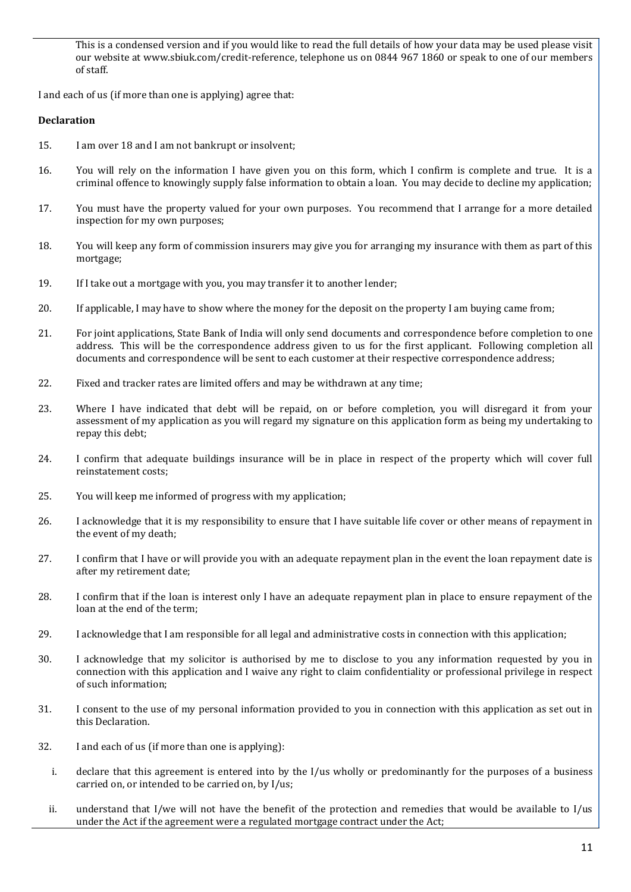This is a condensed version and if you would like to read the full details of how your data may be used please visit our website at www.sbiuk.com/credit-reference, telephone us on 0844 967 1860 or speak to one of our members of staff.

I and each of us (if more than one is applying) agree that:

**Declaration**

15. I am over 18 and I am not bankrupt or insolvent;

16. You will rely on the information I have given you on this form, which I confirm is complete and true. It is a criminal offence to knowingly supply false information to obtain a loan. You may decide to decline my application;

17. You must have the property valued for your own purposes. You recommend that I arrange for a more detailed inspection for my own purposes;

18. You will keep any form of commission insurers may give you for arranging my insurance with them as part of this mortgage;

19. If I take out a mortgage with you, you may transfer it to another lender;

20. If applicable, I may have to show where the money for the deposit on the property I am buying came from;

21. For joint applications, State Bank of India will only send documents and correspondence before completion to one address. This will be the correspondence address given to us for the first applicant. Following completion all documents and correspondence will be sent to each customer at their respective correspondence address;

22. Fixed and tracker rates are limited offers and may be withdrawn at any time;

23. Where I have indicated that debt will be repaid, on or before completion, you will disregard it from your assessment of my application as you will regard my signature on this application form as being my undertaking to repay this debt;

24. I confirm that adequate buildings insurance will be in place in respect of the property which will cover full reinstatement costs;

25. You will keep me informed of progress with my application;

26. I acknowledge that it is my responsibility to ensure that I have suitable life cover or other means of repayment in the event of my death;

27. I confirm that I have or will provide you with an adequate repayment plan in the event the loan repayment date is after my retirement date;

28. I confirm that if the loan is interest only I have an adequate repayment plan in place to ensure repayment of the loan at the end of the term;

29. I acknowledge that I am responsible for all legal and administrative costs in connection with this application;

30. I acknowledge that my solicitor is authorised by me to disclose to you any information requested by you in connection with this application and I waive any right to claim confidentiality or professional privilege in respect of such information;

31. I consent to the use of my personal information provided to you in connection with this application as set out in this Declaration.

32. I and each of us (if more than one is applying):

    i. declare that this agreement is entered into by the I/us wholly or predominantly for the purposes of a business carried on, or intended to be carried on, by I/us;

    ii. understand that I/we will not have the benefit of the protection and remedies that would be available to I/us under the Act if the agreement were a regulated mortgage contract under the Act;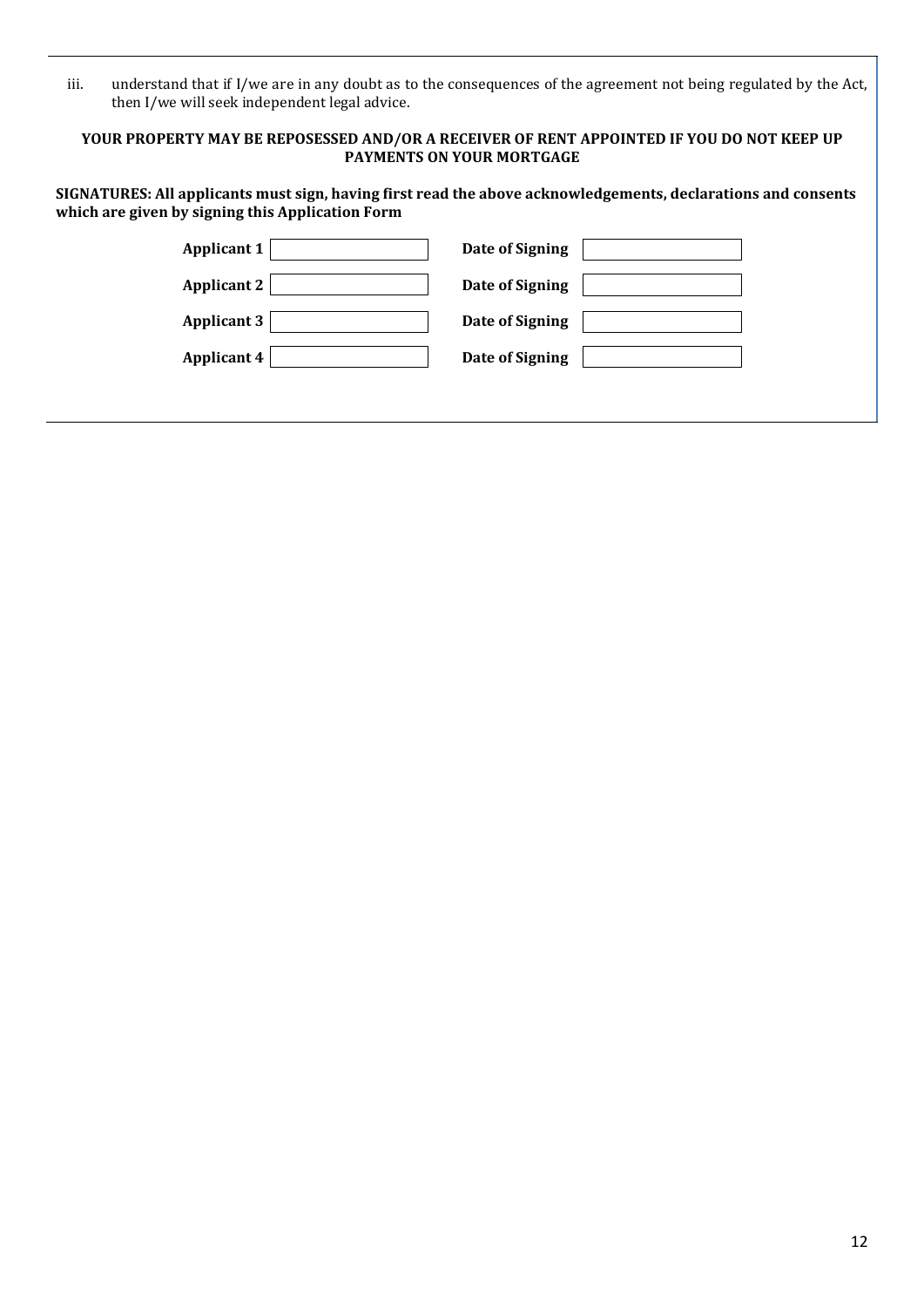iii. understand that if I/we are in any doubt as to the consequences of the agreement not being regulated by the Act, then I/we will seek independent legal advice.

**YOUR PROPERTY MAY BE REPOSESSED AND/OR A RECEIVER OF RENT APPOINTED IF YOU DO NOT KEEP UP PAYMENTS ON YOUR MORTGAGE**

**SIGNATURES: All applicants must sign, having first read the above acknowledgements, declarations and consents which are given by signing this Application Form**

| | | | |
|---|---|---|---|
| **Applicant 1** | | **Date of Signing** | |
| **Applicant 2** | | **Date of Signing** | |
| **Applicant 3** | | **Date of Signing** | |
| **Applicant 4** | | **Date of Signing** | |